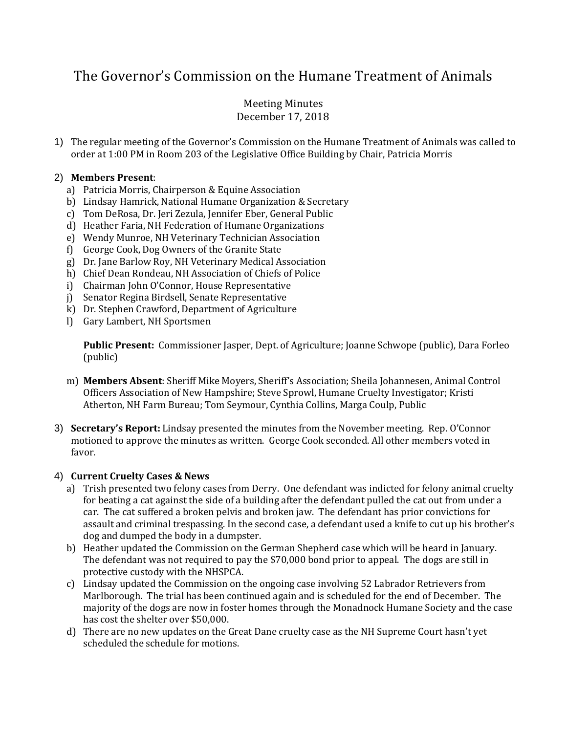# The Governor's Commission on the Humane Treatment of Animals

Meeting Minutes
December 17, 2018

1) The regular meeting of the Governor's Commission on the Humane Treatment of Animals was called to order at 1:00 PM in Room 203 of the Legislative Office Building by Chair, Patricia Morris

2) **Members Present**:
   a) Patricia Morris, Chairperson & Equine Association
   b) Lindsay Hamrick, National Humane Organization & Secretary
   c) Tom DeRosa, Dr. Jeri Zezula, Jennifer Eber, General Public
   d) Heather Faria, NH Federation of Humane Organizations
   e) Wendy Munroe, NH Veterinary Technician Association
   f) George Cook, Dog Owners of the Granite State
   g) Dr. Jane Barlow Roy, NH Veterinary Medical Association
   h) Chief Dean Rondeau, NH Association of Chiefs of Police
   i) Chairman John O'Connor, House Representative
   j) Senator Regina Birdsell, Senate Representative
   k) Dr. Stephen Crawford, Department of Agriculture
   l) Gary Lambert, NH Sportsmen

   **Public Present:** Commissioner Jasper, Dept. of Agriculture; Joanne Schwope (public), Dara Forleo (public)

   m) **Members Absent**: Sheriff Mike Moyers, Sheriff's Association; Sheila Johannesen, Animal Control Officers Association of New Hampshire; Steve Sprowl, Humane Cruelty Investigator; Kristi Atherton, NH Farm Bureau; Tom Seymour, Cynthia Collins, Marga Coulp, Public

3) **Secretary's Report:** Lindsay presented the minutes from the November meeting. Rep. O'Connor motioned to approve the minutes as written. George Cook seconded. All other members voted in favor.

4) **Current Cruelty Cases & News**
   a) Trish presented two felony cases from Derry. One defendant was indicted for felony animal cruelty for beating a cat against the side of a building after the defendant pulled the cat out from under a car. The cat suffered a broken pelvis and broken jaw. The defendant has prior convictions for assault and criminal trespassing. In the second case, a defendant used a knife to cut up his brother's dog and dumped the body in a dumpster.
   b) Heather updated the Commission on the German Shepherd case which will be heard in January. The defendant was not required to pay the $70,000 bond prior to appeal. The dogs are still in protective custody with the NHSPCA.
   c) Lindsay updated the Commission on the ongoing case involving 52 Labrador Retrievers from Marlborough. The trial has been continued again and is scheduled for the end of December. The majority of the dogs are now in foster homes through the Monadnock Humane Society and the case has cost the shelter over $50,000.
   d) There are no new updates on the Great Dane cruelty case as the NH Supreme Court hasn't yet scheduled the schedule for motions.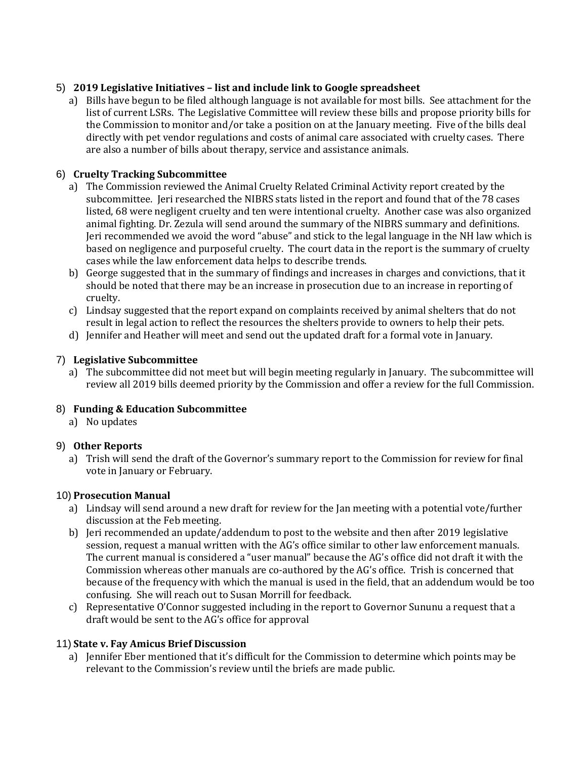5) **2019 Legislative Initiatives – list and include link to Google spreadsheet**
   a) Bills have begun to be filed although language is not available for most bills. See attachment for the list of current LSRs. The Legislative Committee will review these bills and propose priority bills for the Commission to monitor and/or take a position on at the January meeting. Five of the bills deal directly with pet vendor regulations and costs of animal care associated with cruelty cases. There are also a number of bills about therapy, service and assistance animals.

6) **Cruelty Tracking Subcommittee**
   a) The Commission reviewed the Animal Cruelty Related Criminal Activity report created by the subcommittee. Jeri researched the NIBRS stats listed in the report and found that of the 78 cases listed, 68 were negligent cruelty and ten were intentional cruelty. Another case was also organized animal fighting. Dr. Zezula will send around the summary of the NIBRS summary and definitions. Jeri recommended we avoid the word "abuse" and stick to the legal language in the NH law which is based on negligence and purposeful cruelty. The court data in the report is the summary of cruelty cases while the law enforcement data helps to describe trends.
   b) George suggested that in the summary of findings and increases in charges and convictions, that it should be noted that there may be an increase in prosecution due to an increase in reporting of cruelty.
   c) Lindsay suggested that the report expand on complaints received by animal shelters that do not result in legal action to reflect the resources the shelters provide to owners to help their pets.
   d) Jennifer and Heather will meet and send out the updated draft for a formal vote in January.

7) **Legislative Subcommittee**
   a) The subcommittee did not meet but will begin meeting regularly in January. The subcommittee will review all 2019 bills deemed priority by the Commission and offer a review for the full Commission.

8) **Funding & Education Subcommittee**
   a) No updates

9) **Other Reports**
   a) Trish will send the draft of the Governor's summary report to the Commission for review for final vote in January or February.

10) **Prosecution Manual**
   a) Lindsay will send around a new draft for review for the Jan meeting with a potential vote/further discussion at the Feb meeting.
   b) Jeri recommended an update/addendum to post to the website and then after 2019 legislative session, request a manual written with the AG's office similar to other law enforcement manuals. The current manual is considered a "user manual" because the AG's office did not draft it with the Commission whereas other manuals are co-authored by the AG's office. Trish is concerned that because of the frequency with which the manual is used in the field, that an addendum would be too confusing. She will reach out to Susan Morrill for feedback.
   c) Representative O'Connor suggested including in the report to Governor Sununu a request that a draft would be sent to the AG's office for approval

11) **State v. Fay Amicus Brief Discussion**
   a) Jennifer Eber mentioned that it's difficult for the Commission to determine which points may be relevant to the Commission's review until the briefs are made public.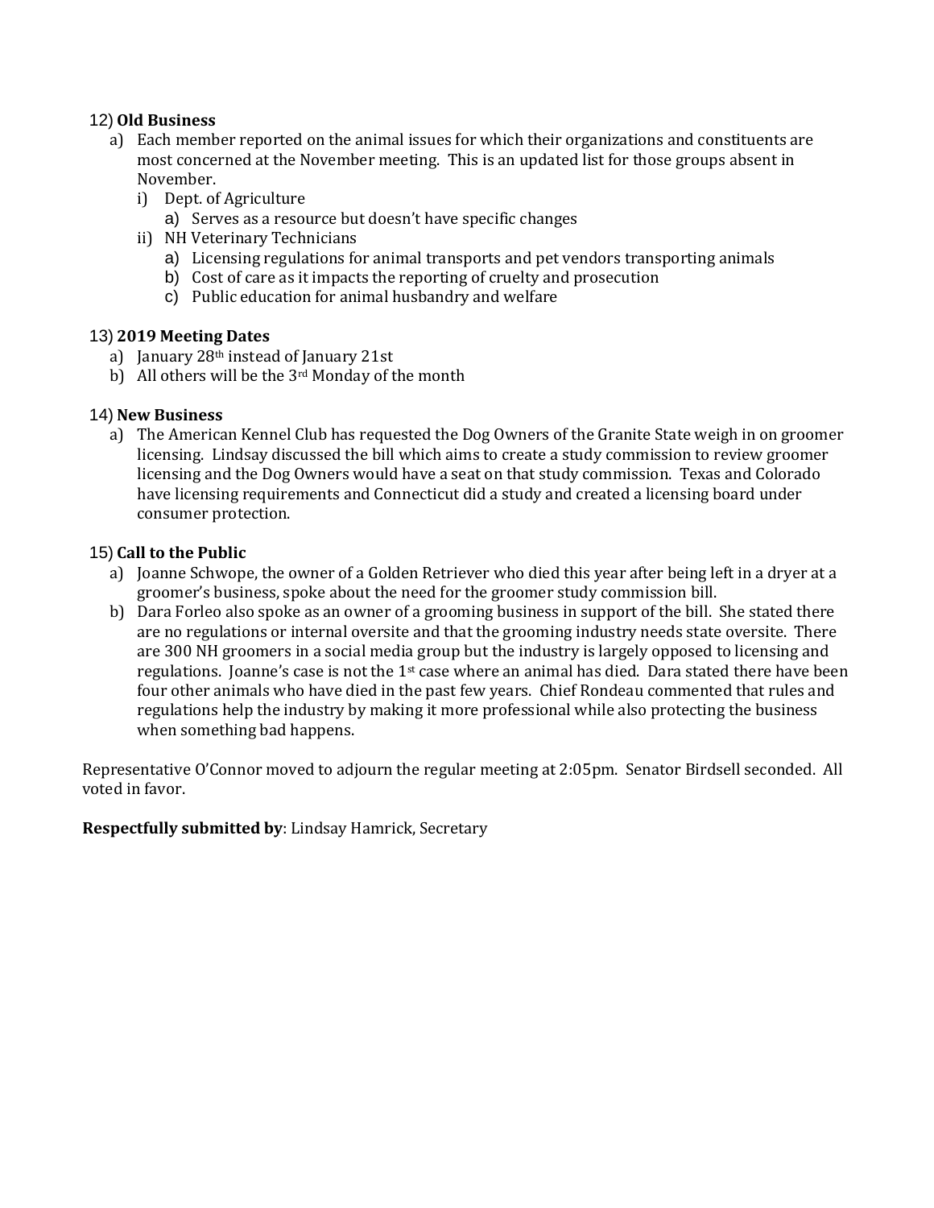12) **Old Business**

a) Each member reported on the animal issues for which their organizations and constituents are most concerned at the November meeting. This is an updated list for those groups absent in November.

  i) Dept. of Agriculture

    a) Serves as a resource but doesn't have specific changes

  ii) NH Veterinary Technicians

    a) Licensing regulations for animal transports and pet vendors transporting animals

    b) Cost of care as it impacts the reporting of cruelty and prosecution

    c) Public education for animal husbandry and welfare

13) **2019 Meeting Dates**

a) January 28th instead of January 21st

b) All others will be the 3rd Monday of the month

14) **New Business**

a) The American Kennel Club has requested the Dog Owners of the Granite State weigh in on groomer licensing. Lindsay discussed the bill which aims to create a study commission to review groomer licensing and the Dog Owners would have a seat on that study commission. Texas and Colorado have licensing requirements and Connecticut did a study and created a licensing board under consumer protection.

15) **Call to the Public**

a) Joanne Schwope, the owner of a Golden Retriever who died this year after being left in a dryer at a groomer's business, spoke about the need for the groomer study commission bill.

b) Dara Forleo also spoke as an owner of a grooming business in support of the bill. She stated there are no regulations or internal oversite and that the grooming industry needs state oversite. There are 300 NH groomers in a social media group but the industry is largely opposed to licensing and regulations. Joanne's case is not the 1st case where an animal has died. Dara stated there have been four other animals who have died in the past few years. Chief Rondeau commented that rules and regulations help the industry by making it more professional while also protecting the business when something bad happens.

Representative O'Connor moved to adjourn the regular meeting at 2:05pm. Senator Birdsell seconded. All voted in favor.

**Respectfully submitted by**: Lindsay Hamrick, Secretary